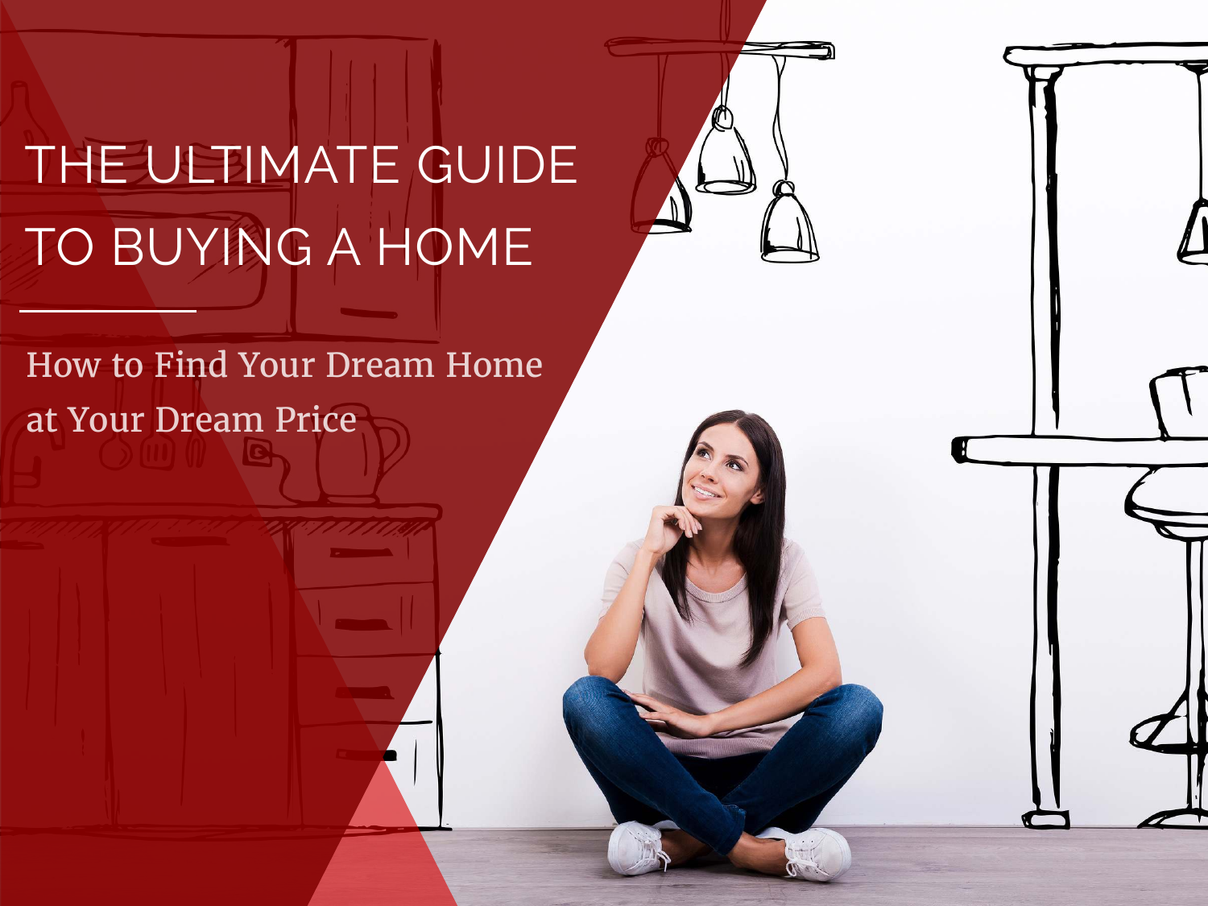# THE ULTIMATE GUIDE TO BUYING A HOME

## How to Find Your Dream Home at Your Dream Price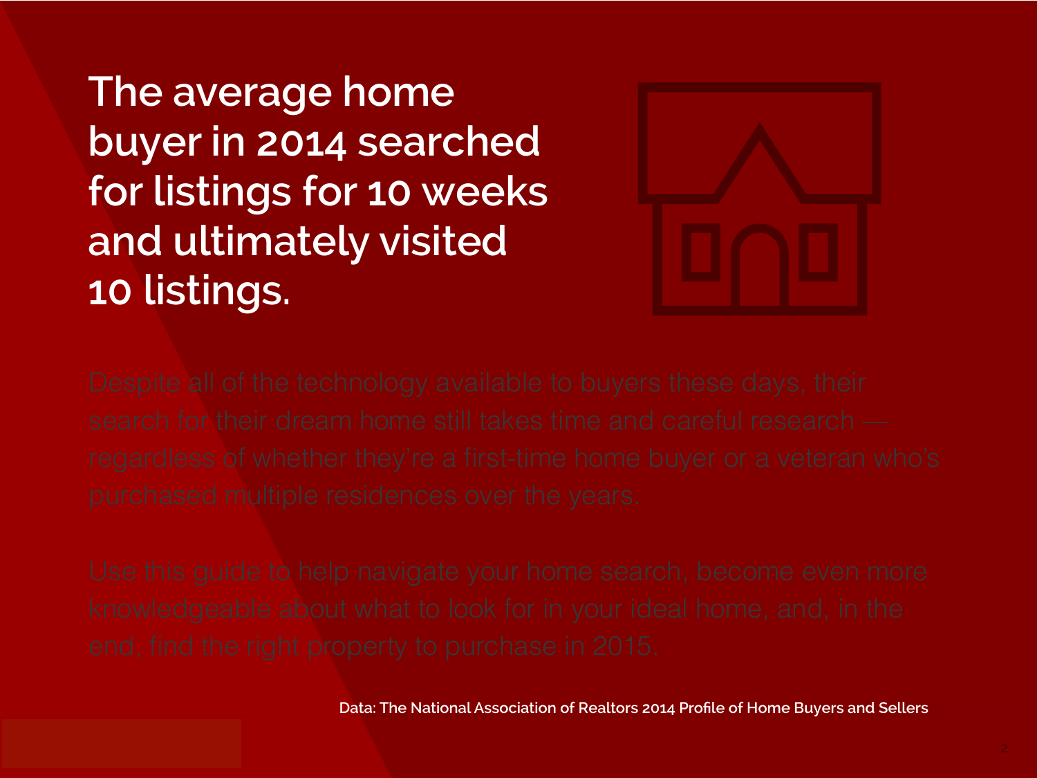# The average home buyer in 2014 searched for listings for 10 weeks and ultimately visited 10 listings.

Despite all of the technology available to buyers these days, their search for their dream home still takes time and careful research — regardless of whether they're a first-time home buyer or a veteran who's purchased multiple residences over the years.

Use this guide to help navigate your home search, become even more knowledgeable about what to look for in your ideal home, and, in the end, find the right property to purchase in 2015.

**Data: The National Association of Realtors 2014 Profile of Home Buyers and Sellers**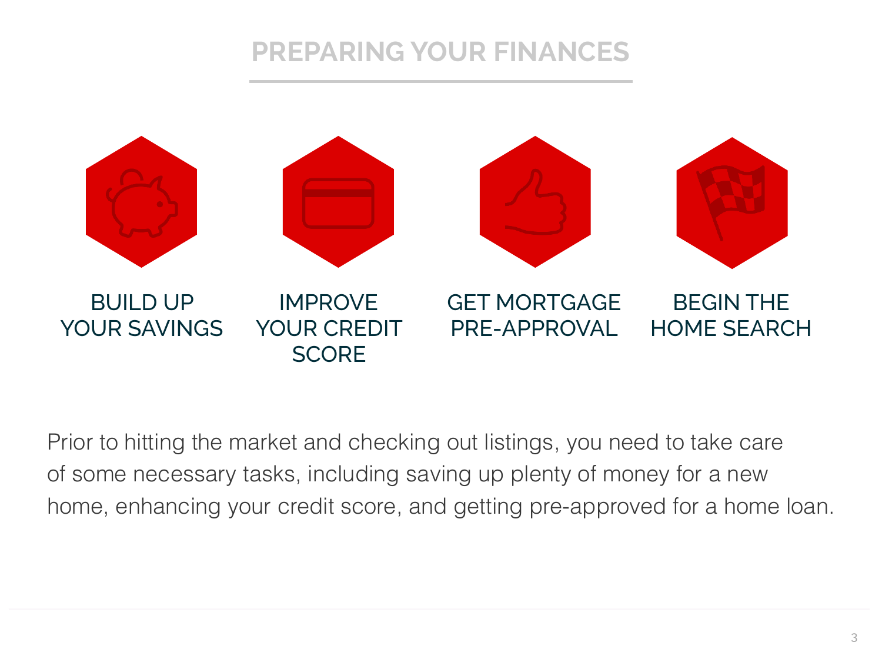# PREPARING YOUR FINANCES

- BUILD UP YOUR SAVINGS
- IMPROVE YOUR CREDIT SCORE
- GET MORTGAGE PRE-APPROVAL
- BEGIN THE HOME SEARCH

Prior to hitting the market and checking out listings, you need to take care of some necessary tasks, including saving up plenty of money for a new home, enhancing your credit score, and getting pre-approved for a home loan.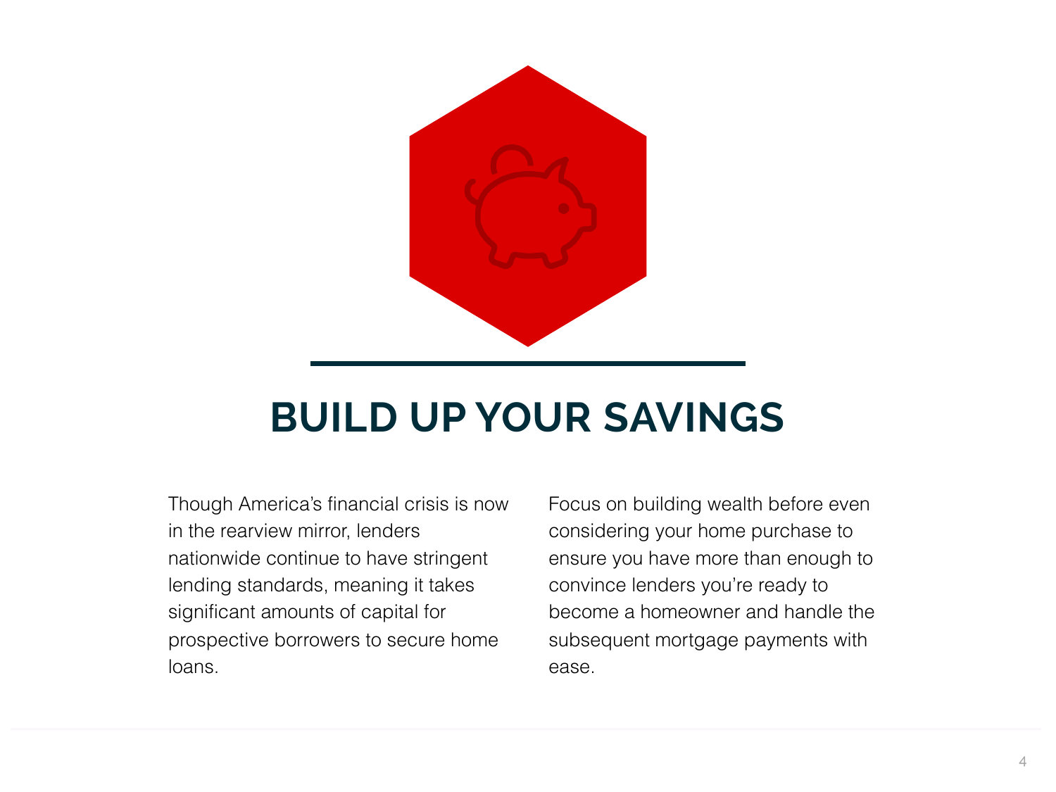# BUILD UP YOUR SAVINGS

Though America's financial crisis is now in the rearview mirror, lenders nationwide continue to have stringent lending standards, meaning it takes significant amounts of capital for prospective borrowers to secure home loans.

Focus on building wealth before even considering your home purchase to ensure you have more than enough to convince lenders you're ready to become a homeowner and handle the subsequent mortgage payments with ease.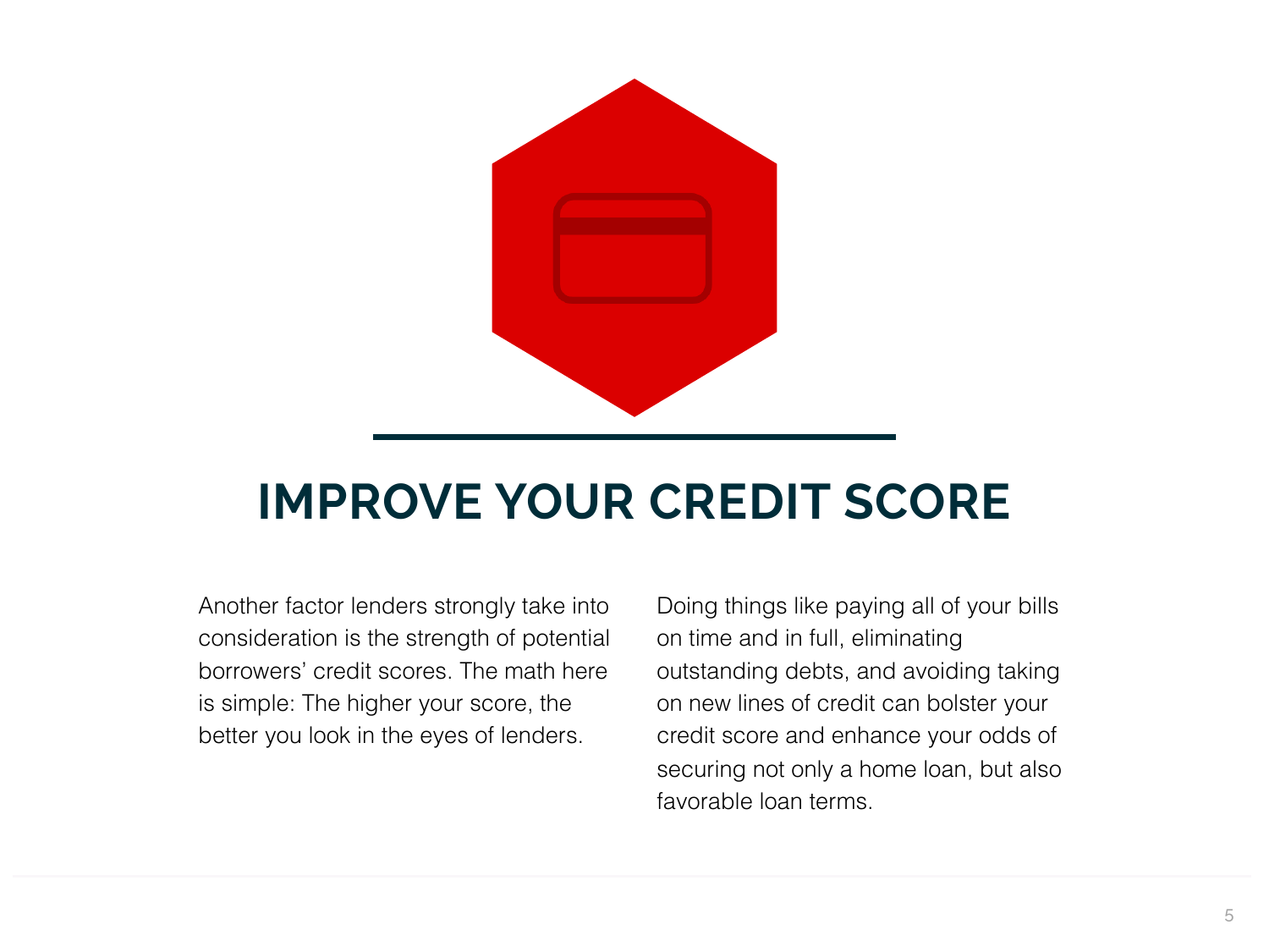# IMPROVE YOUR CREDIT SCORE

Another factor lenders strongly take into consideration is the strength of potential borrowers' credit scores. The math here is simple: The higher your score, the better you look in the eyes of lenders.

Doing things like paying all of your bills on time and in full, eliminating outstanding debts, and avoiding taking on new lines of credit can bolster your credit score and enhance your odds of securing not only a home loan, but also favorable loan terms.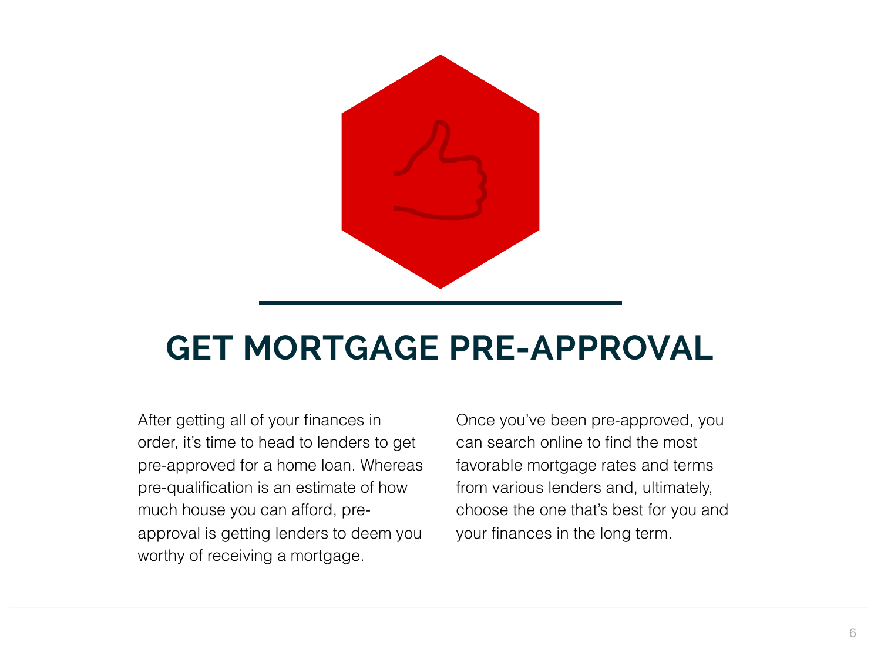# GET MORTGAGE PRE-APPROVAL

After getting all of your finances in order, it's time to head to lenders to get pre-approved for a home loan. Whereas pre-qualification is an estimate of how much house you can afford, pre-approval is getting lenders to deem you worthy of receiving a mortgage.

Once you've been pre-approved, you can search online to find the most favorable mortgage rates and terms from various lenders and, ultimately, choose the one that's best for you and your finances in the long term.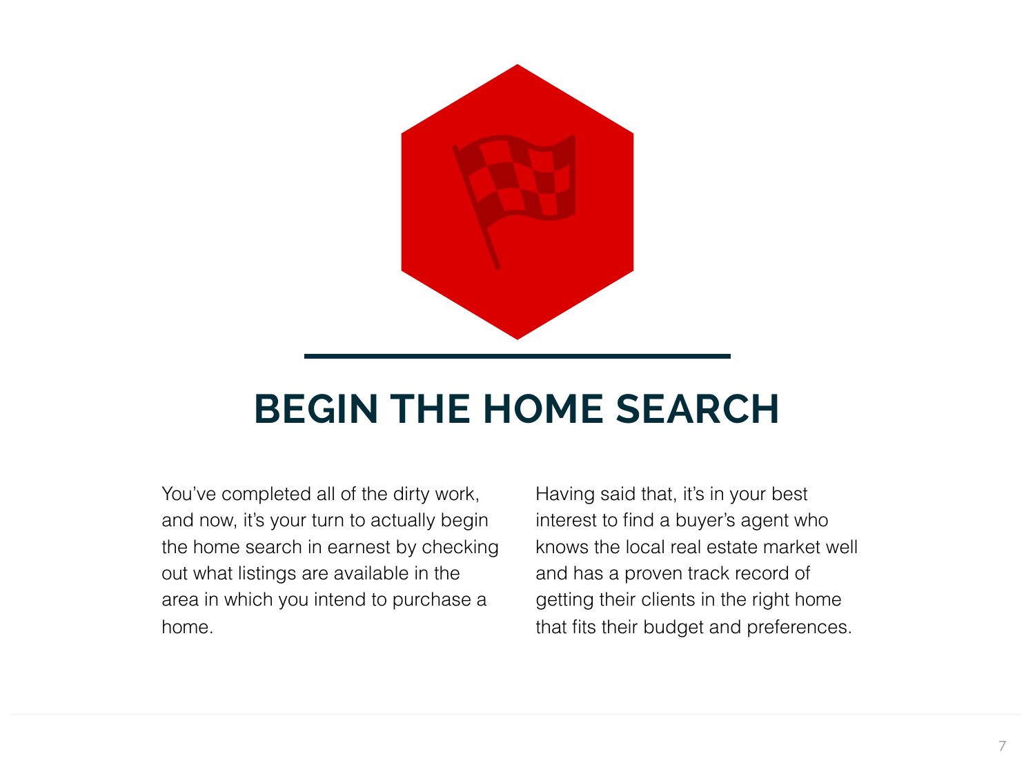# BEGIN THE HOME SEARCH

You've completed all of the dirty work, and now, it's your turn to actually begin the home search in earnest by checking out what listings are available in the area in which you intend to purchase a home.

Having said that, it's in your best interest to find a buyer's agent who knows the local real estate market well and has a proven track record of getting their clients in the right home that fits their budget and preferences.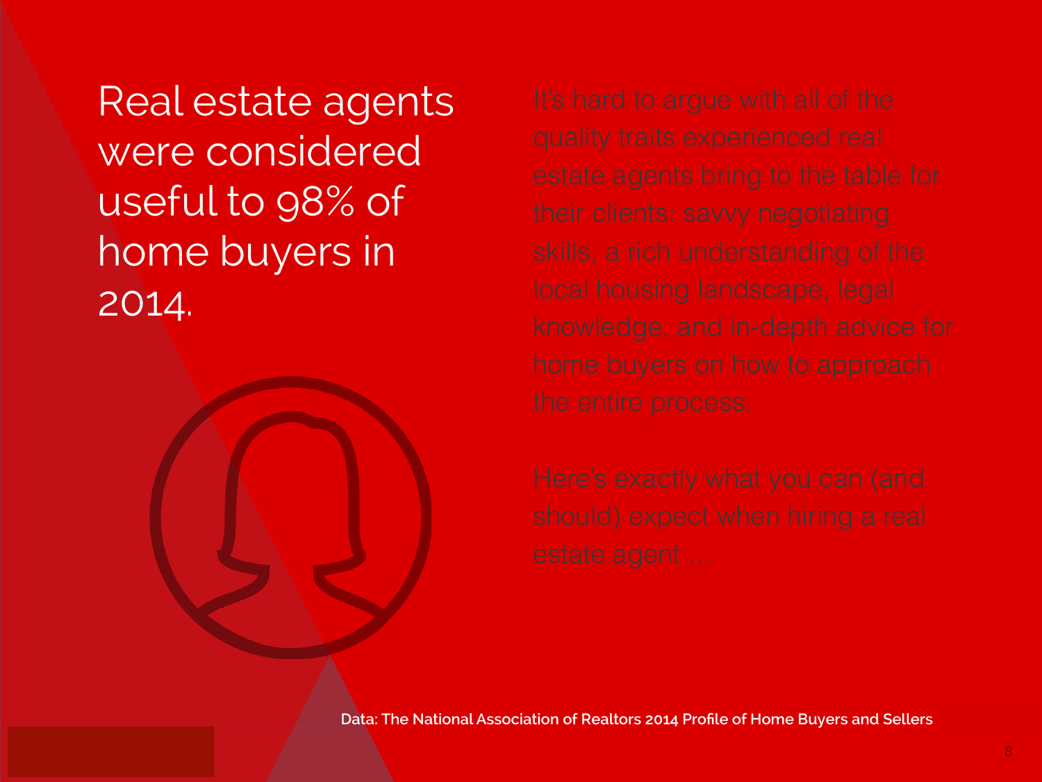# Real estate agents were considered useful to 98% of home buyers in 2014.

It's hard to argue with all of the quality traits experienced real estate agents bring to the table for their clients: savvy negotiating skills, a rich understanding of the local housing landscape, legal knowledge, and in-depth advice for home buyers on how to approach the entire process.

Here's exactly what you can (and should) expect when hiring a real estate agent …

**Data: The National Association of Realtors 2014 Profile of Home Buyers and Sellers**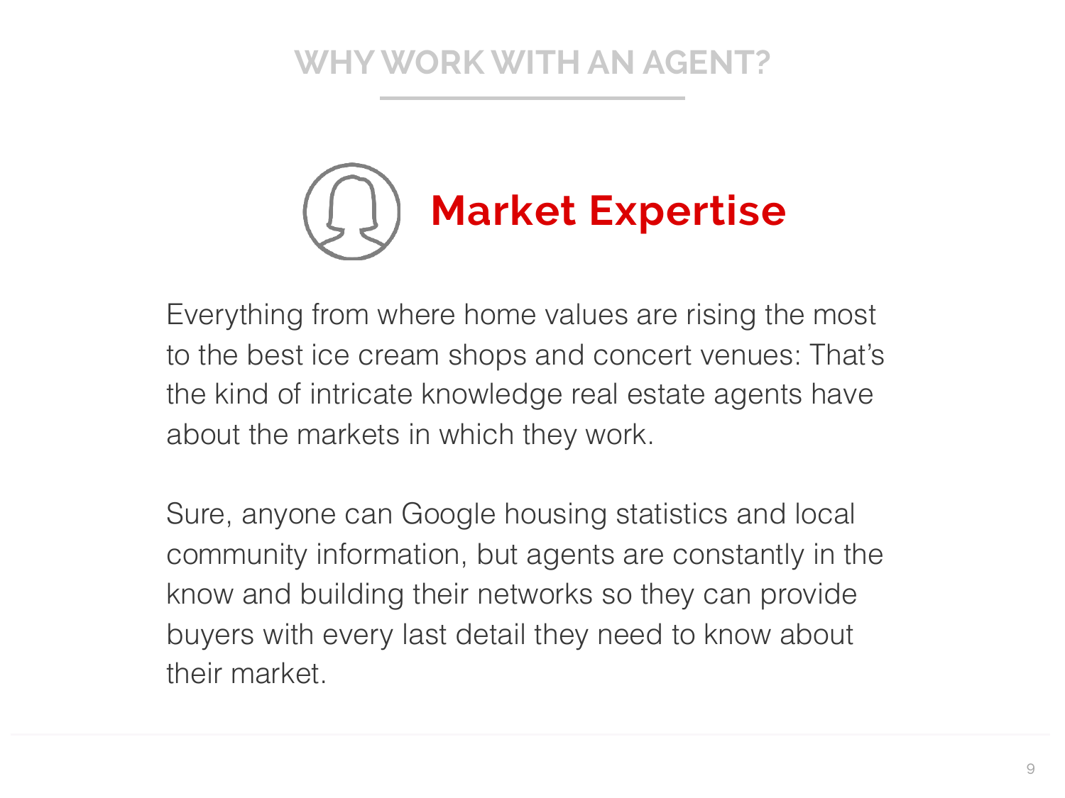## WHY WORK WITH AN AGENT?

# Market Expertise

Everything from where home values are rising the most to the best ice cream shops and concert venues: That's the kind of intricate knowledge real estate agents have about the markets in which they work.

Sure, anyone can Google housing statistics and local community information, but agents are constantly in the know and building their networks so they can provide buyers with every last detail they need to know about their market.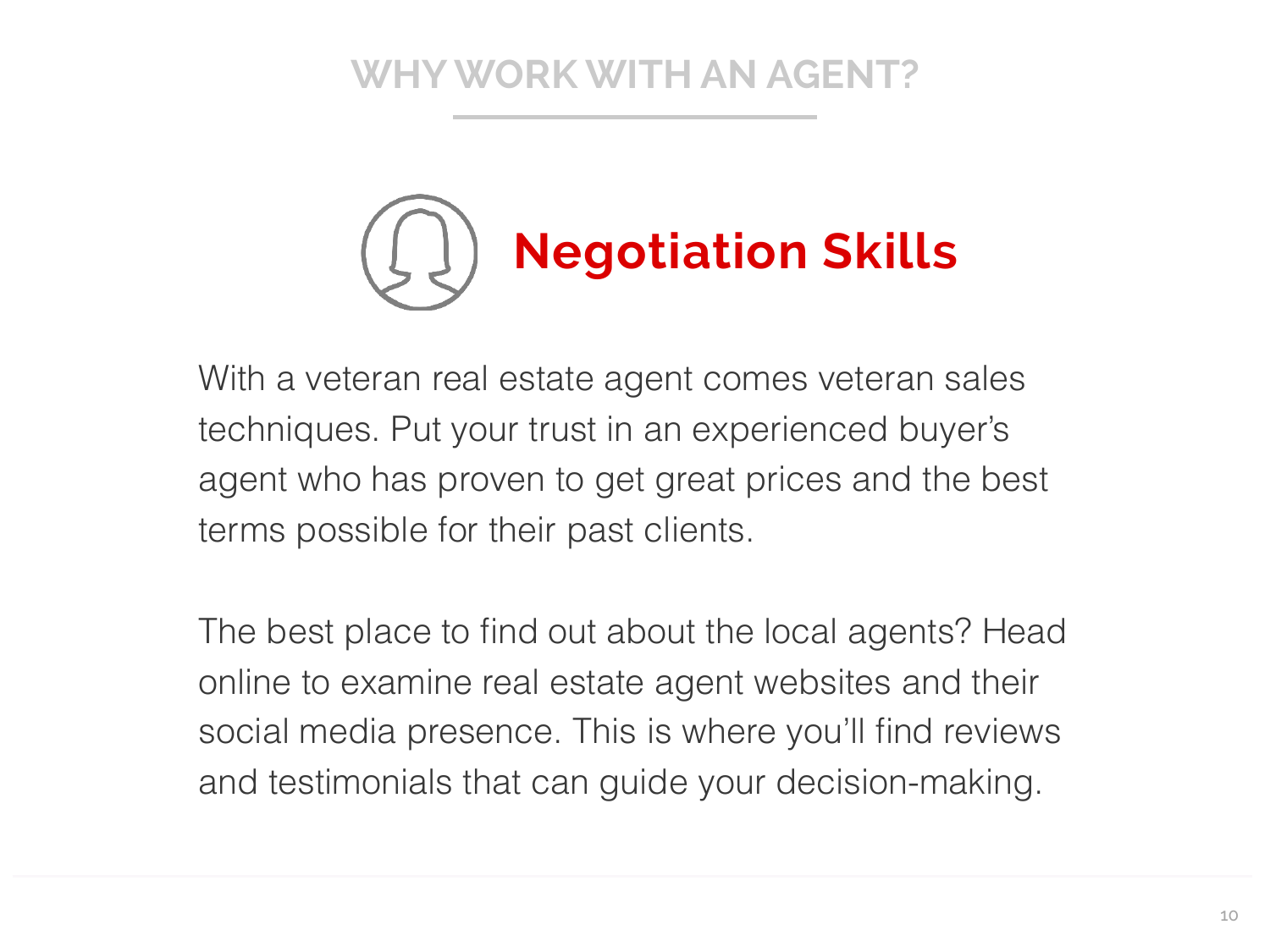## WHY WORK WITH AN AGENT?

# Negotiation Skills

With a veteran real estate agent comes veteran sales techniques. Put your trust in an experienced buyer's agent who has proven to get great prices and the best terms possible for their past clients.

The best place to find out about the local agents? Head online to examine real estate agent websites and their social media presence. This is where you'll find reviews and testimonials that can guide your decision-making.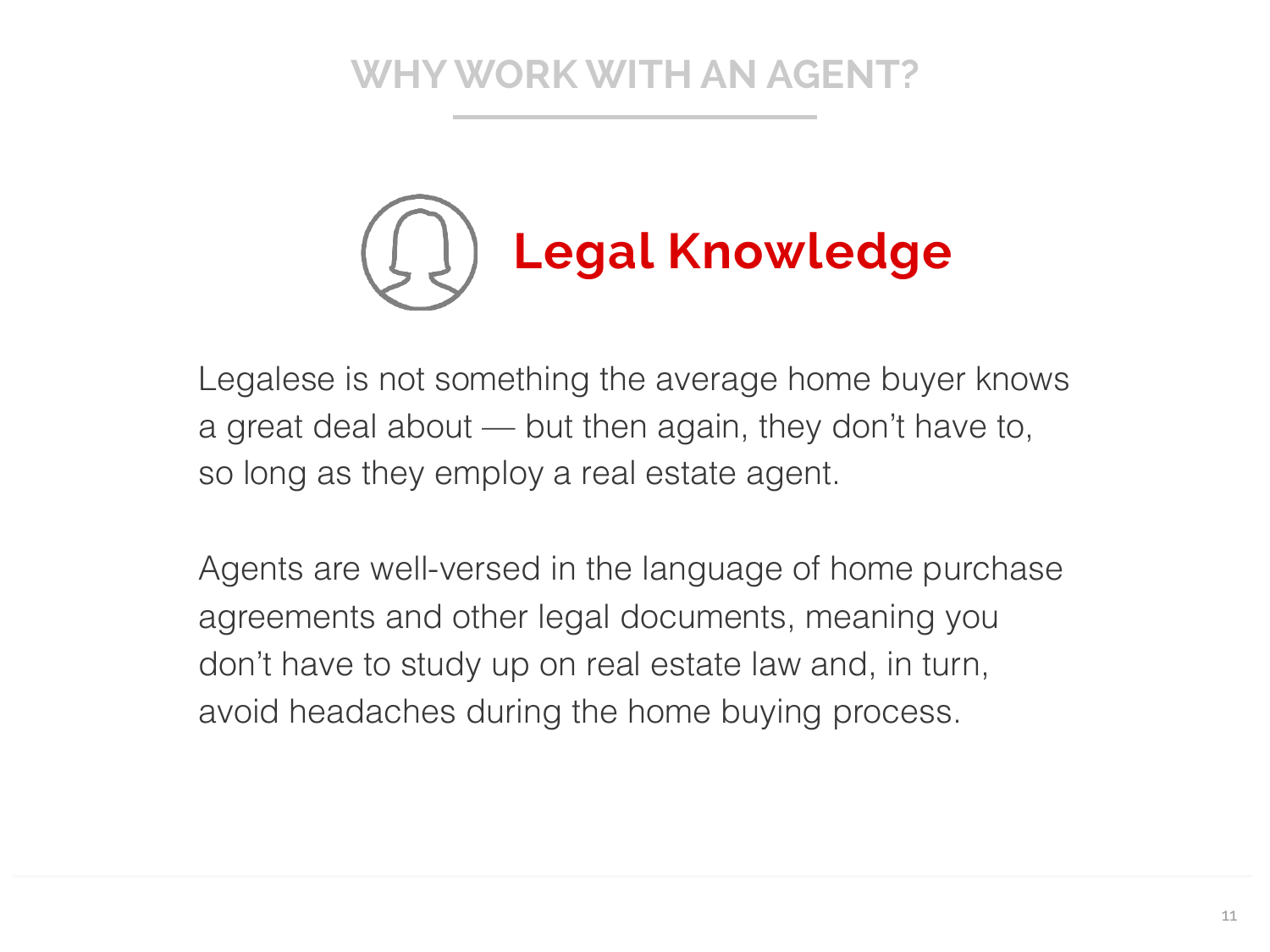## WHY WORK WITH AN AGENT?

# Legal Knowledge

Legalese is not something the average home buyer knows a great deal about — but then again, they don't have to, so long as they employ a real estate agent.

Agents are well-versed in the language of home purchase agreements and other legal documents, meaning you don't have to study up on real estate law and, in turn, avoid headaches during the home buying process.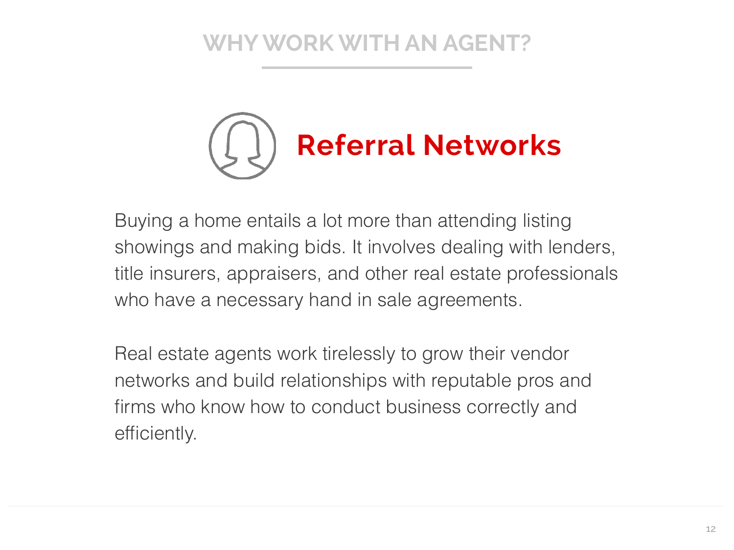## WHY WORK WITH AN AGENT?

# Referral Networks

Buying a home entails a lot more than attending listing showings and making bids. It involves dealing with lenders, title insurers, appraisers, and other real estate professionals who have a necessary hand in sale agreements.

Real estate agents work tirelessly to grow their vendor networks and build relationships with reputable pros and firms who know how to conduct business correctly and efficiently.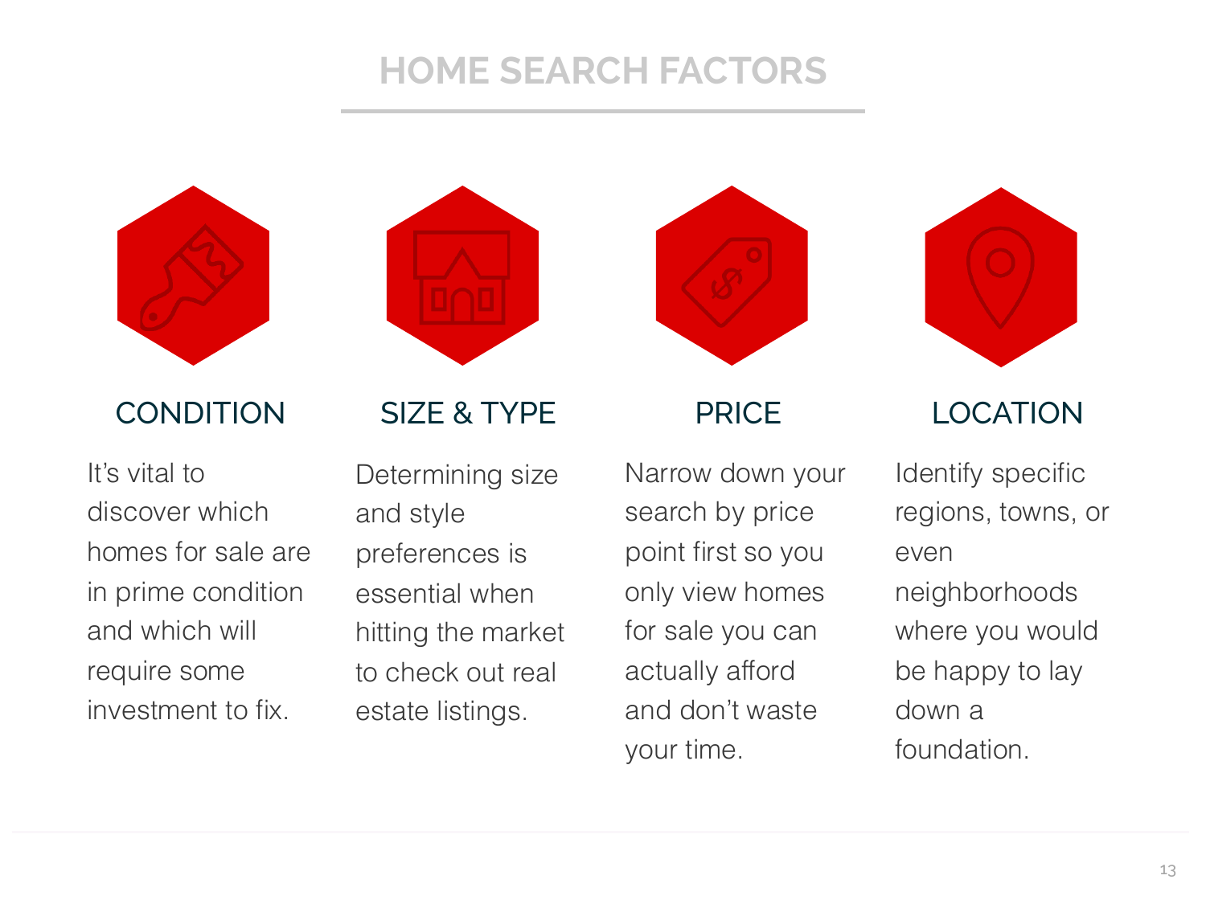# HOME SEARCH FACTORS

## CONDITION

It's vital to discover which homes for sale are in prime condition and which will require some investment to fix.

## SIZE & TYPE

Determining size and style preferences is essential when hitting the market to check out real estate listings.

## PRICE

Narrow down your search by price point first so you only view homes for sale you can actually afford and don't waste your time.

## LOCATION

Identify specific regions, towns, or even neighborhoods where you would be happy to lay down a foundation.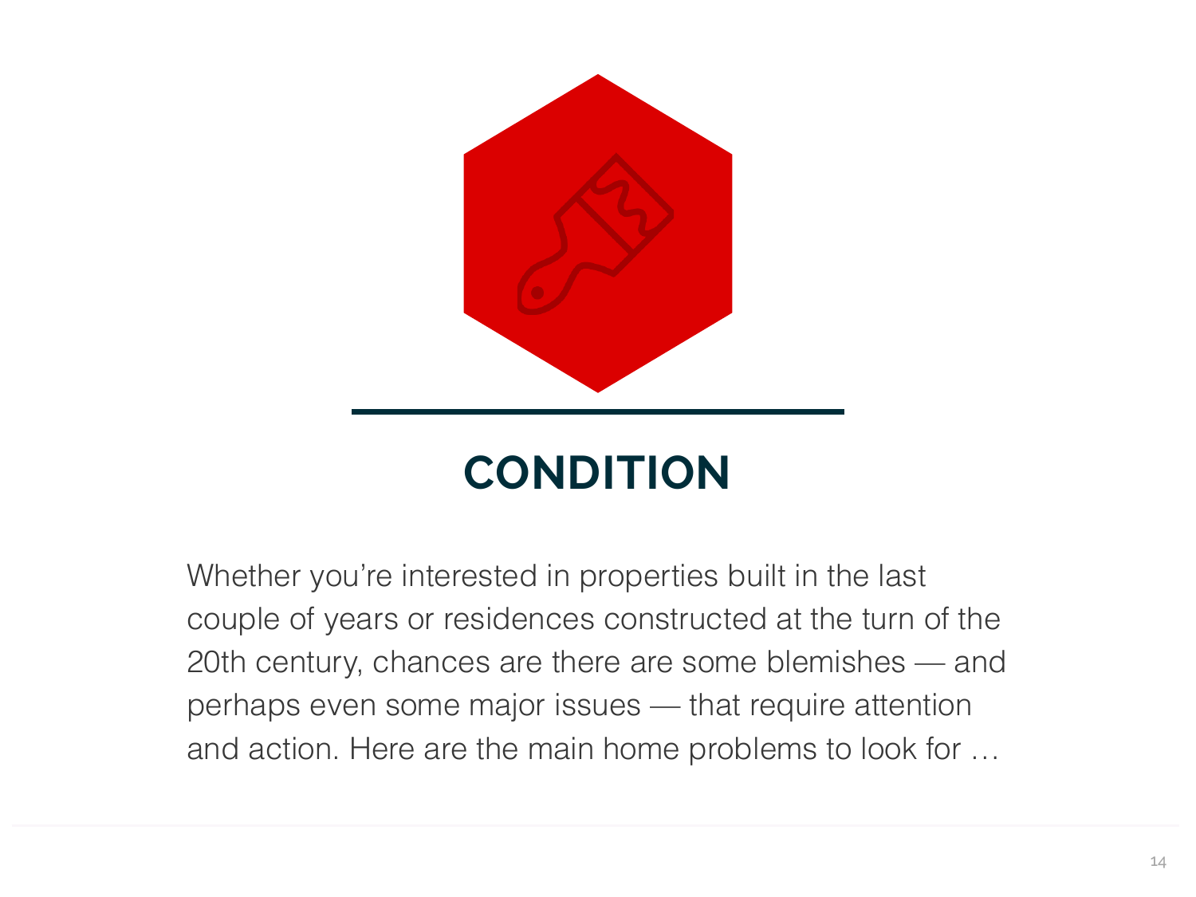# CONDITION

Whether you're interested in properties built in the last couple of years or residences constructed at the turn of the 20th century, chances are there are some blemishes — and perhaps even some major issues — that require attention and action. Here are the main home problems to look for …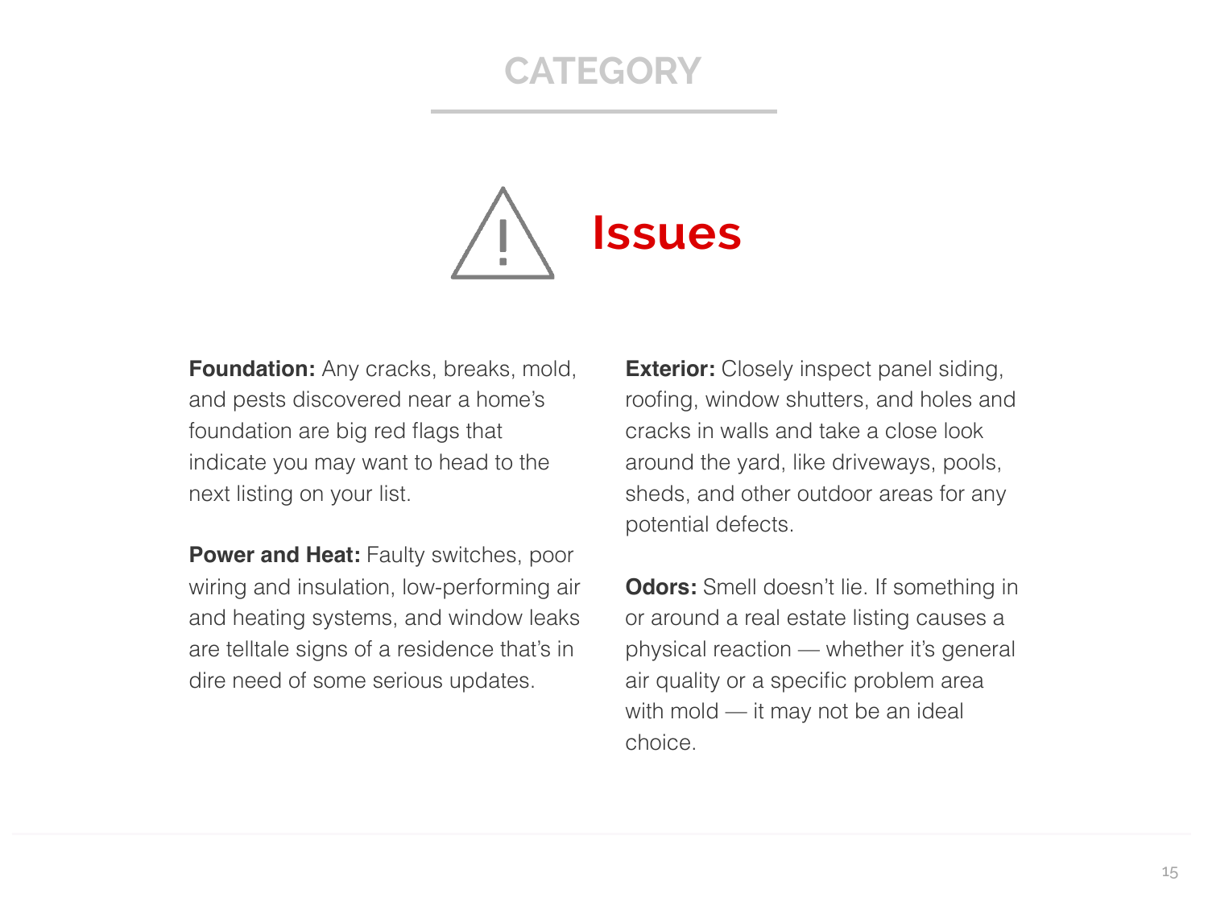## CATEGORY

# Issues

**Foundation:** Any cracks, breaks, mold, and pests discovered near a home's foundation are big red flags that indicate you may want to head to the next listing on your list.

**Power and Heat:** Faulty switches, poor wiring and insulation, low-performing air and heating systems, and window leaks are telltale signs of a residence that's in dire need of some serious updates.

**Exterior:** Closely inspect panel siding, roofing, window shutters, and holes and cracks in walls and take a close look around the yard, like driveways, pools, sheds, and other outdoor areas for any potential defects.

**Odors:** Smell doesn't lie. If something in or around a real estate listing causes a physical reaction — whether it's general air quality or a specific problem area with mold — it may not be an ideal choice.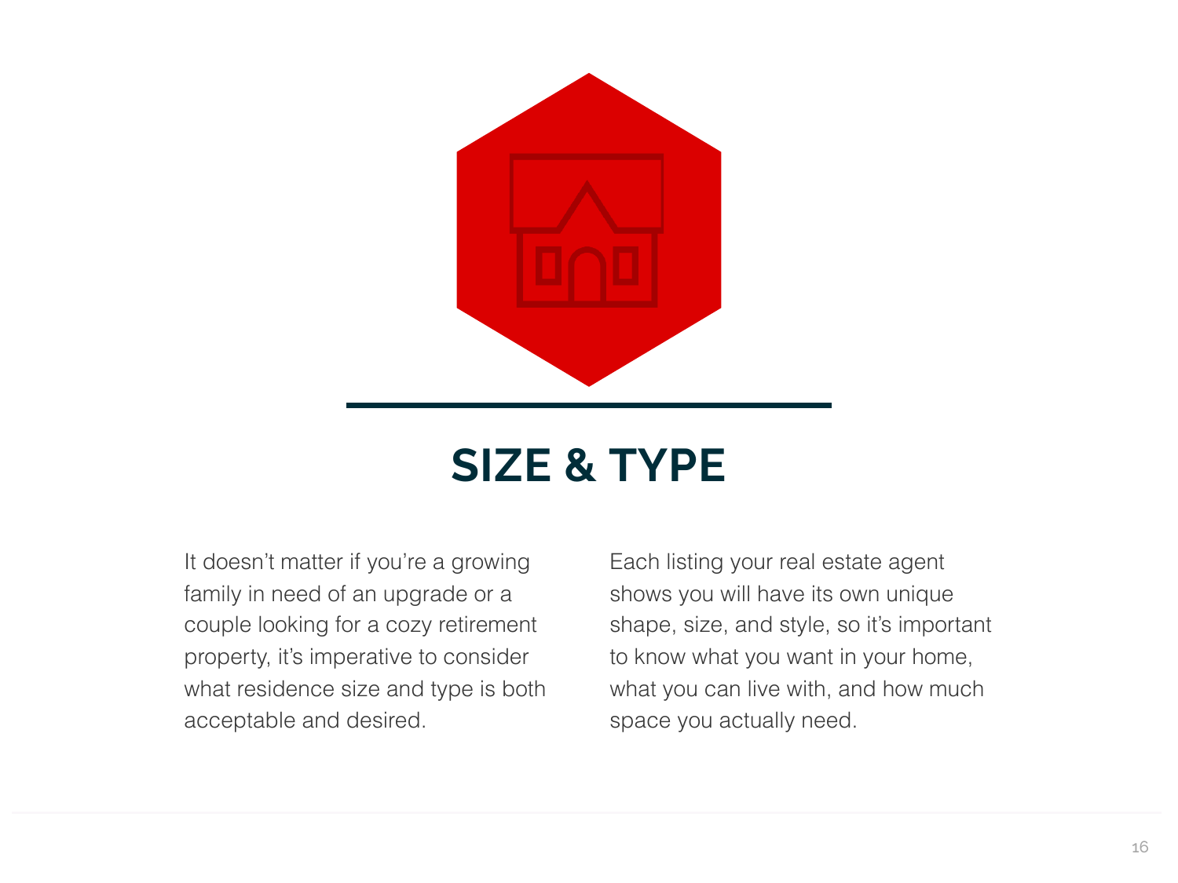## SIZE & TYPE

It doesn't matter if you're a growing family in need of an upgrade or a couple looking for a cozy retirement property, it's imperative to consider what residence size and type is both acceptable and desired.

Each listing your real estate agent shows you will have its own unique shape, size, and style, so it's important to know what you want in your home, what you can live with, and how much space you actually need.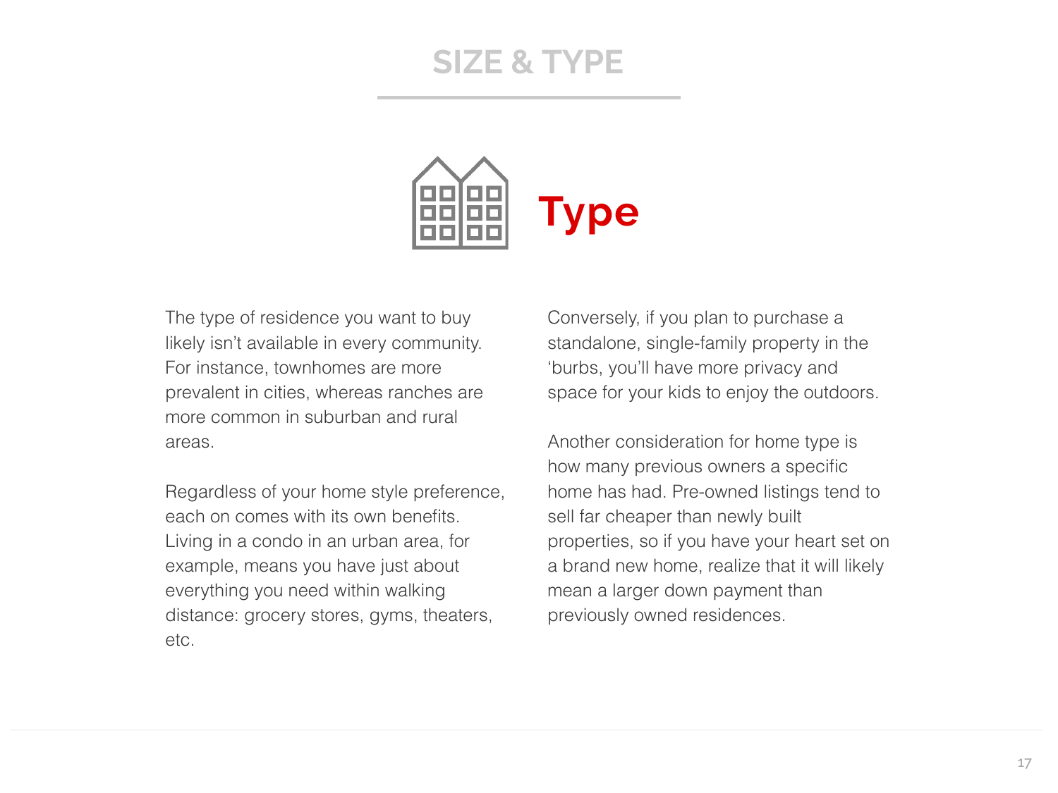# SIZE & TYPE

## Type

The type of residence you want to buy likely isn't available in every community. For instance, townhomes are more prevalent in cities, whereas ranches are more common in suburban and rural areas.

Regardless of your home style preference, each on comes with its own benefits. Living in a condo in an urban area, for example, means you have just about everything you need within walking distance: grocery stores, gyms, theaters, etc.

Conversely, if you plan to purchase a standalone, single-family property in the 'burbs, you'll have more privacy and space for your kids to enjoy the outdoors.

Another consideration for home type is how many previous owners a specific home has had. Pre-owned listings tend to sell far cheaper than newly built properties, so if you have your heart set on a brand new home, realize that it will likely mean a larger down payment than previously owned residences.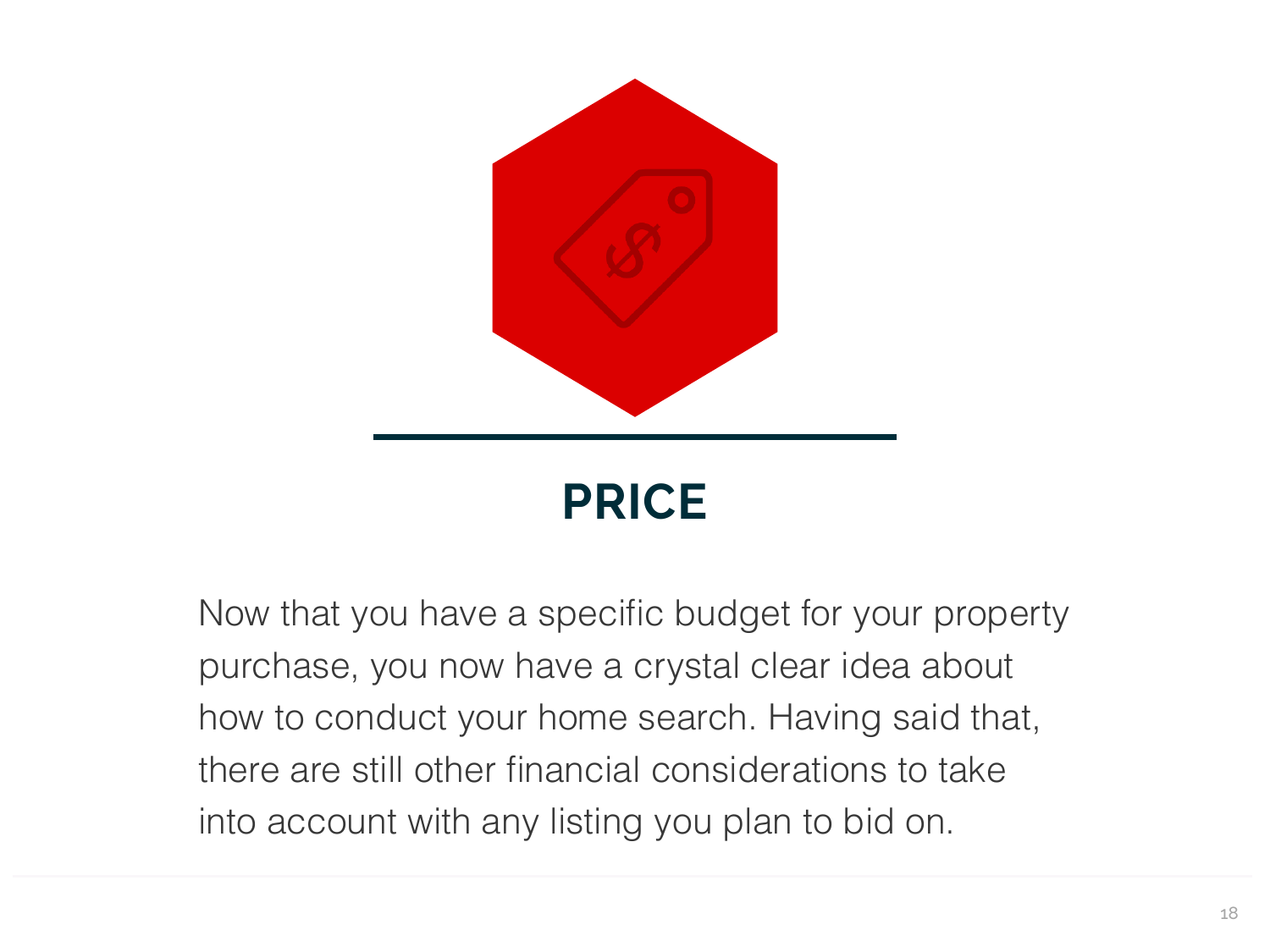# PRICE

Now that you have a specific budget for your property purchase, you now have a crystal clear idea about how to conduct your home search. Having said that, there are still other financial considerations to take into account with any listing you plan to bid on.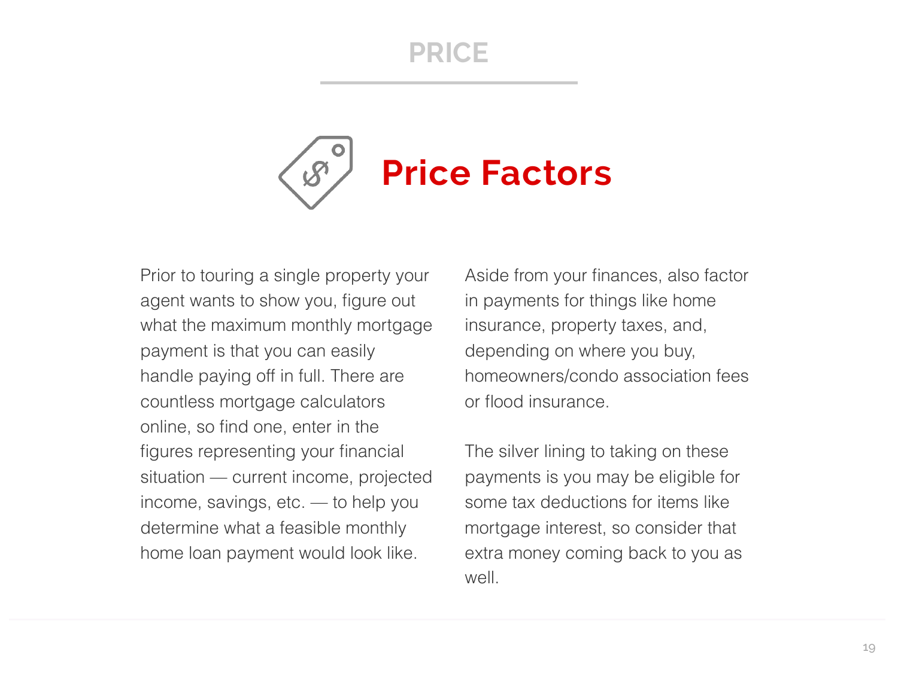# PRICE

## Price Factors

Prior to touring a single property your agent wants to show you, figure out what the maximum monthly mortgage payment is that you can easily handle paying off in full. There are countless mortgage calculators online, so find one, enter in the figures representing your financial situation — current income, projected income, savings, etc. — to help you determine what a feasible monthly home loan payment would look like.

Aside from your finances, also factor in payments for things like home insurance, property taxes, and, depending on where you buy, homeowners/condo association fees or flood insurance.

The silver lining to taking on these payments is you may be eligible for some tax deductions for items like mortgage interest, so consider that extra money coming back to you as well.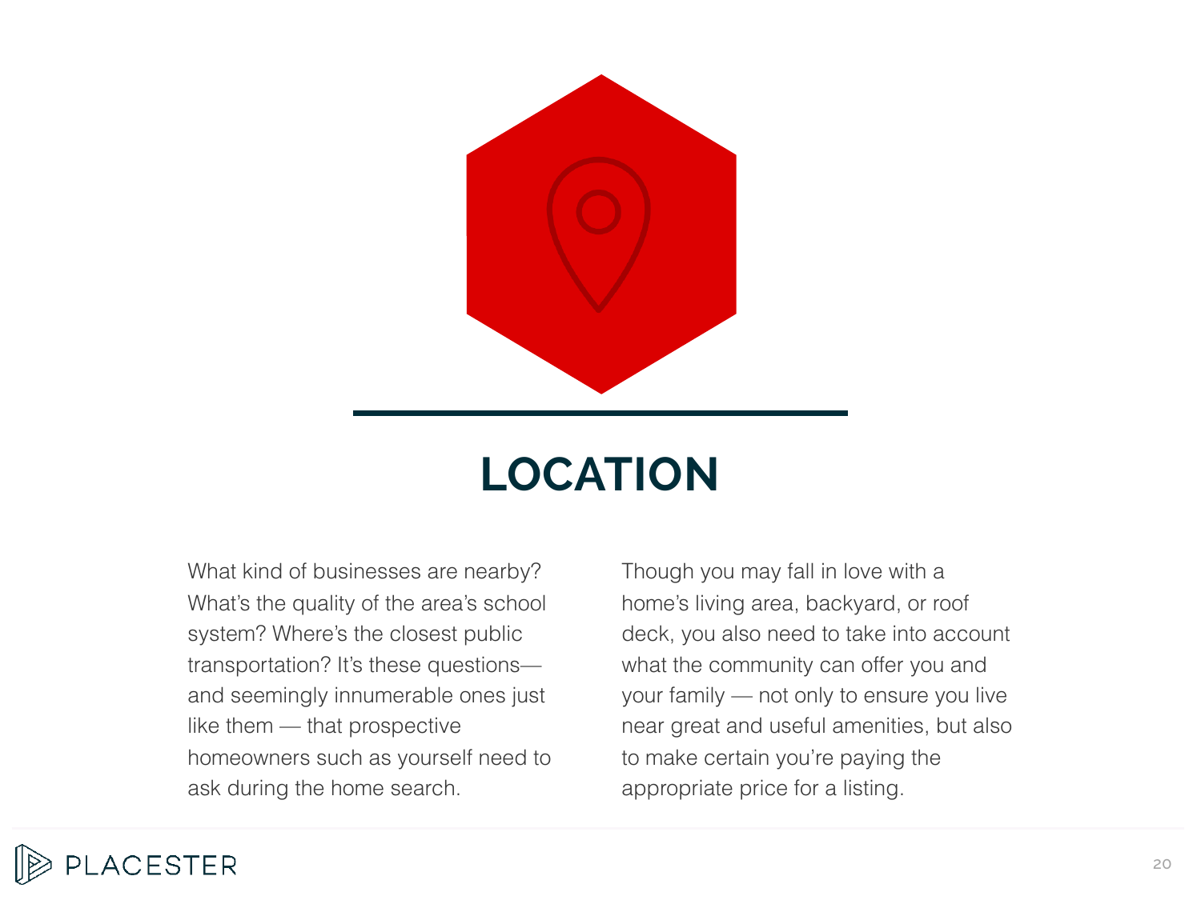# LOCATION

What kind of businesses are nearby? What's the quality of the area's school system? Where's the closest public transportation? It's these questions—and seemingly innumerable ones just like them — that prospective homeowners such as yourself need to ask during the home search.

Though you may fall in love with a home's living area, backyard, or roof deck, you also need to take into account what the community can offer you and your family — not only to ensure you live near great and useful amenities, but also to make certain you're paying the appropriate price for a listing.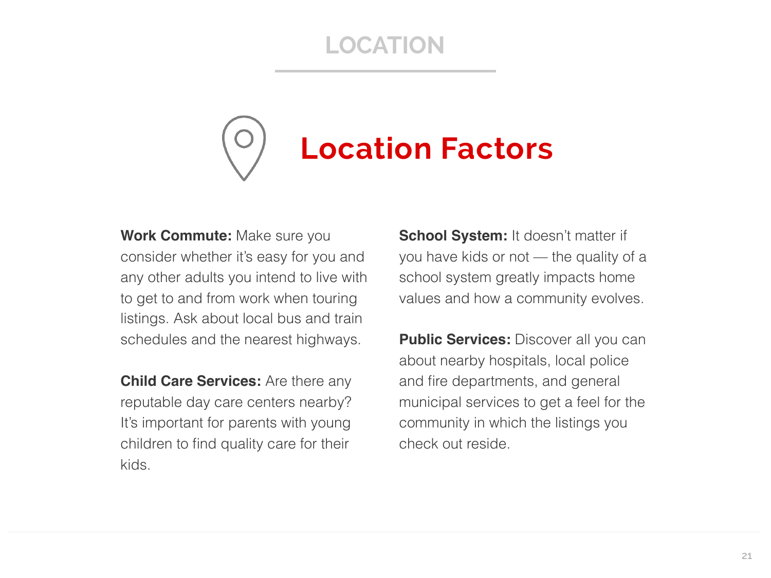# LOCATION

## Location Factors

**Work Commute:** Make sure you consider whether it's easy for you and any other adults you intend to live with to get to and from work when touring listings. Ask about local bus and train schedules and the nearest highways.

**Child Care Services:** Are there any reputable day care centers nearby? It's important for parents with young children to find quality care for their kids.

**School System:** It doesn't matter if you have kids or not — the quality of a school system greatly impacts home values and how a community evolves.

**Public Services:** Discover all you can about nearby hospitals, local police and fire departments, and general municipal services to get a feel for the community in which the listings you check out reside.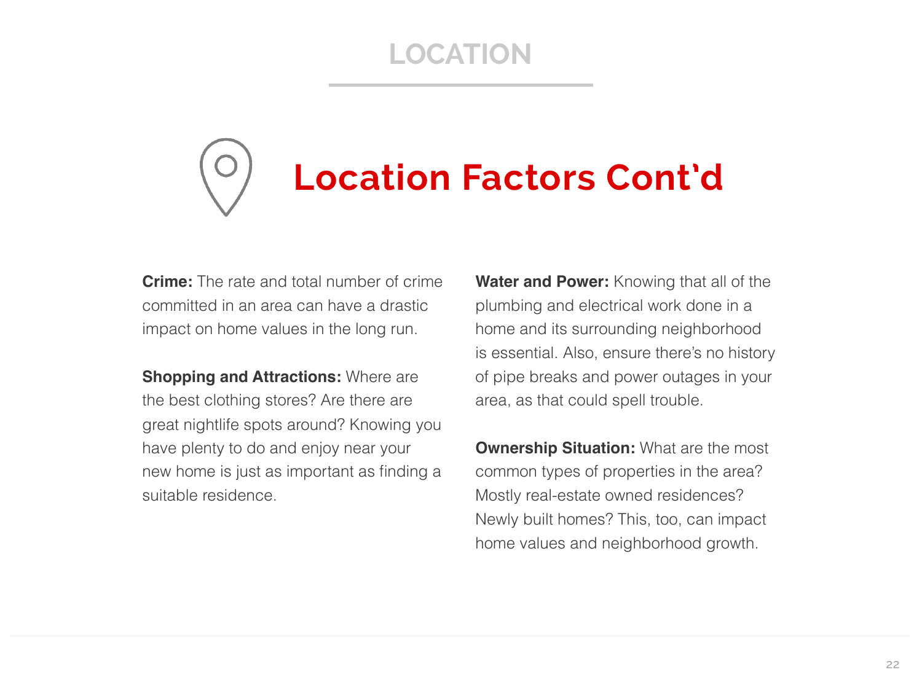# LOCATION

## Location Factors Cont'd

**Crime:** The rate and total number of crime committed in an area can have a drastic impact on home values in the long run.

**Shopping and Attractions:** Where are the best clothing stores? Are there are great nightlife spots around? Knowing you have plenty to do and enjoy near your new home is just as important as finding a suitable residence.

**Water and Power:** Knowing that all of the plumbing and electrical work done in a home and its surrounding neighborhood is essential. Also, ensure there's no history of pipe breaks and power outages in your area, as that could spell trouble.

**Ownership Situation:** What are the most common types of properties in the area? Mostly real-estate owned residences? Newly built homes? This, too, can impact home values and neighborhood growth.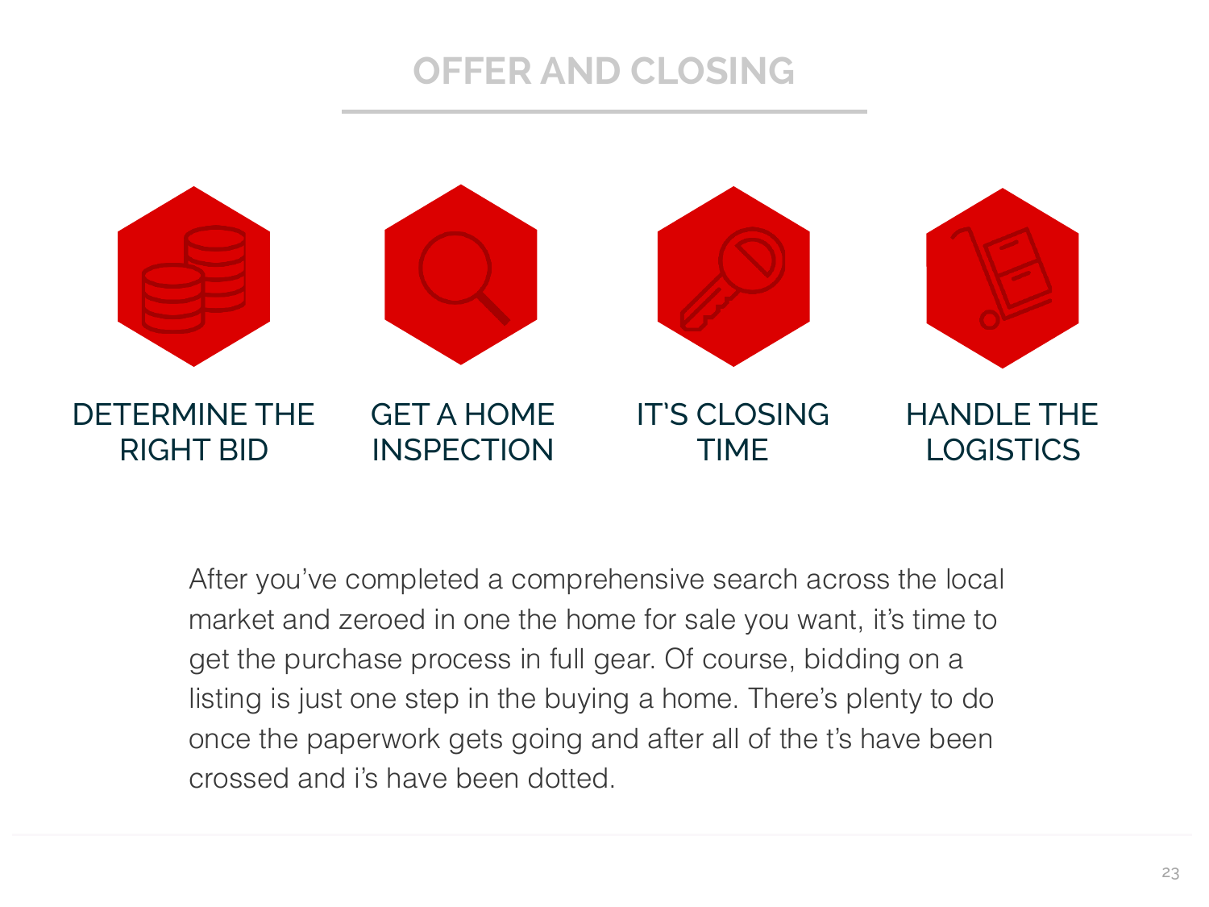# OFFER AND CLOSING

DETERMINE THE RIGHT BID

GET A HOME INSPECTION

IT'S CLOSING TIME

HANDLE THE LOGISTICS

After you've completed a comprehensive search across the local market and zeroed in one the home for sale you want, it's time to get the purchase process in full gear. Of course, bidding on a listing is just one step in the buying a home. There's plenty to do once the paperwork gets going and after all of the t's have been crossed and i's have been dotted.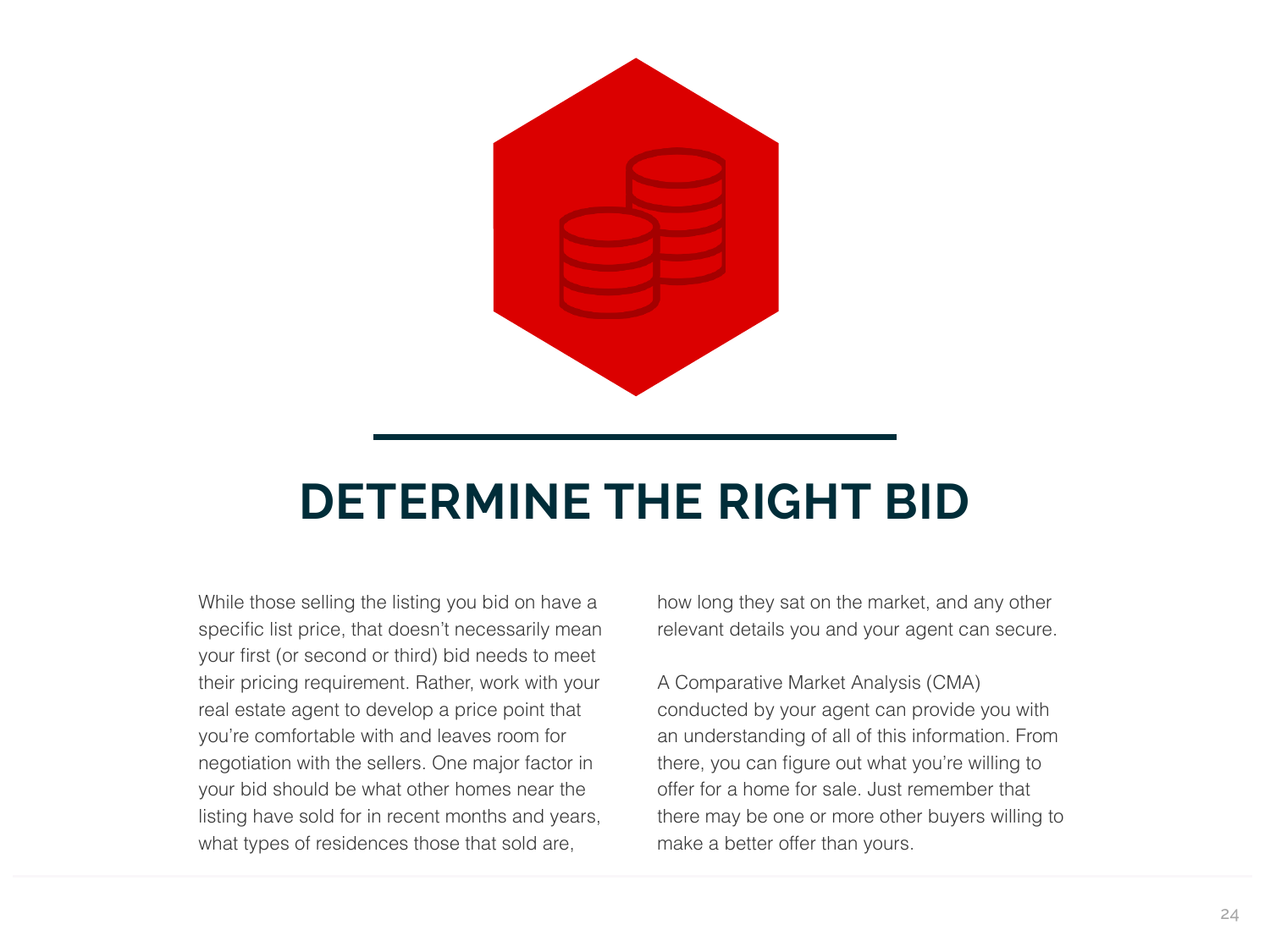# DETERMINE THE RIGHT BID

While those selling the listing you bid on have a specific list price, that doesn't necessarily mean your first (or second or third) bid needs to meet their pricing requirement. Rather, work with your real estate agent to develop a price point that you're comfortable with and leaves room for negotiation with the sellers. One major factor in your bid should be what other homes near the listing have sold for in recent months and years, what types of residences those that sold are, how long they sat on the market, and any other relevant details you and your agent can secure.

A Comparative Market Analysis (CMA) conducted by your agent can provide you with an understanding of all of this information. From there, you can figure out what you're willing to offer for a home for sale. Just remember that there may be one or more other buyers willing to make a better offer than yours.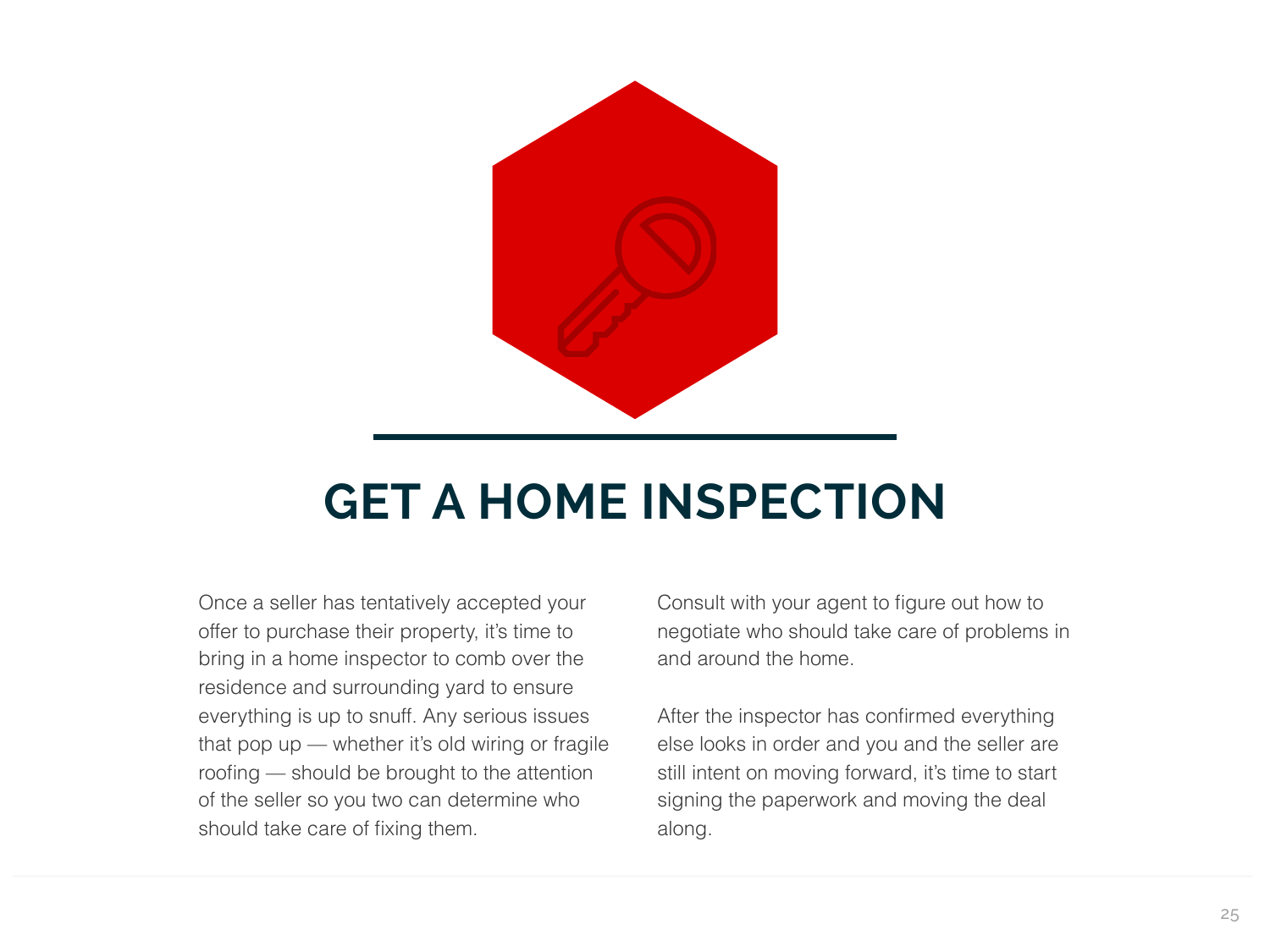# GET A HOME INSPECTION

Once a seller has tentatively accepted your offer to purchase their property, it's time to bring in a home inspector to comb over the residence and surrounding yard to ensure everything is up to snuff. Any serious issues that pop up — whether it's old wiring or fragile roofing — should be brought to the attention of the seller so you two can determine who should take care of fixing them.

Consult with your agent to figure out how to negotiate who should take care of problems in and around the home.

After the inspector has confirmed everything else looks in order and you and the seller are still intent on moving forward, it's time to start signing the paperwork and moving the deal along.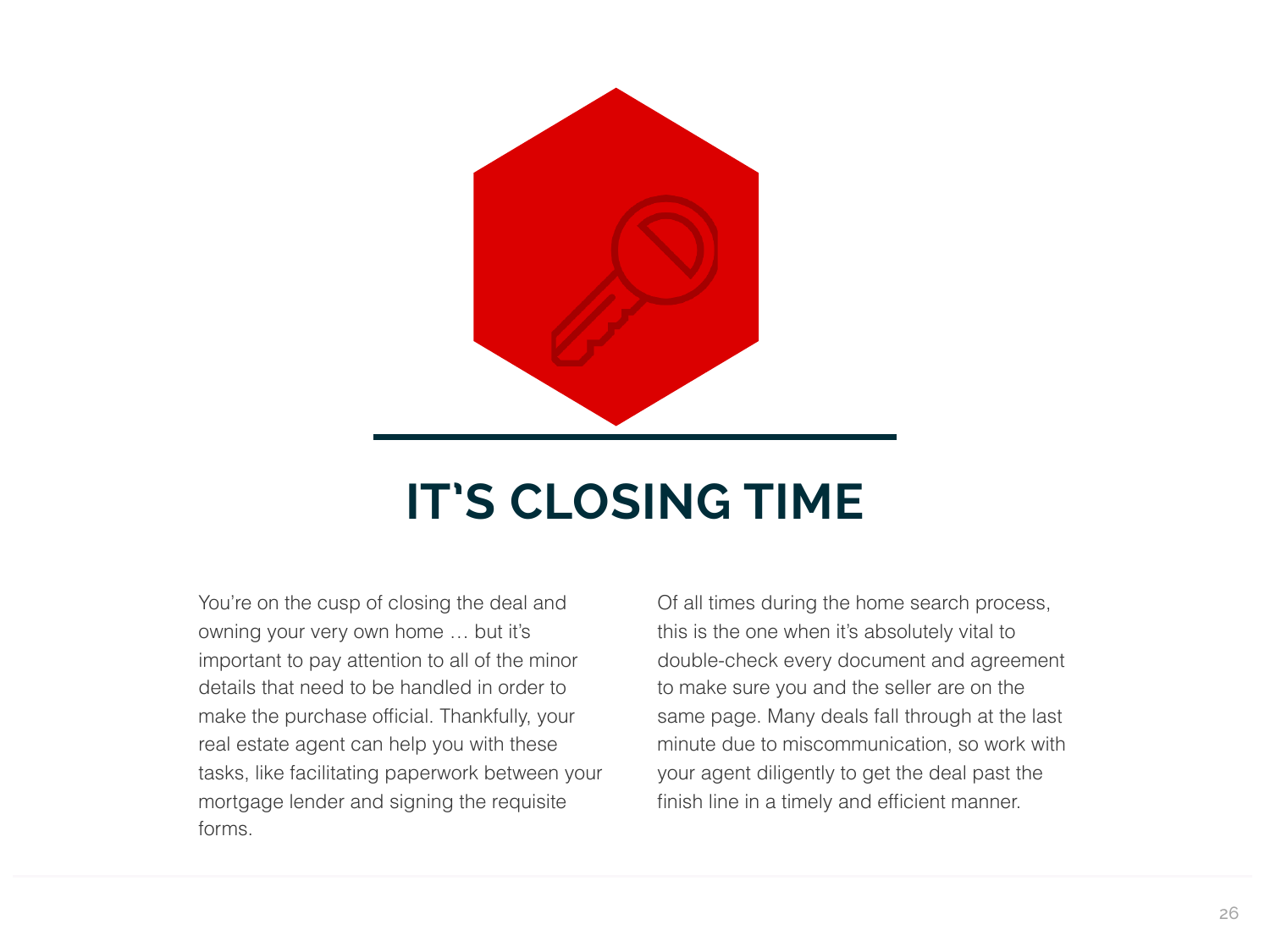# IT'S CLOSING TIME

You're on the cusp of closing the deal and owning your very own home … but it's important to pay attention to all of the minor details that need to be handled in order to make the purchase official. Thankfully, your real estate agent can help you with these tasks, like facilitating paperwork between your mortgage lender and signing the requisite forms.

Of all times during the home search process, this is the one when it's absolutely vital to double-check every document and agreement to make sure you and the seller are on the same page. Many deals fall through at the last minute due to miscommunication, so work with your agent diligently to get the deal past the finish line in a timely and efficient manner.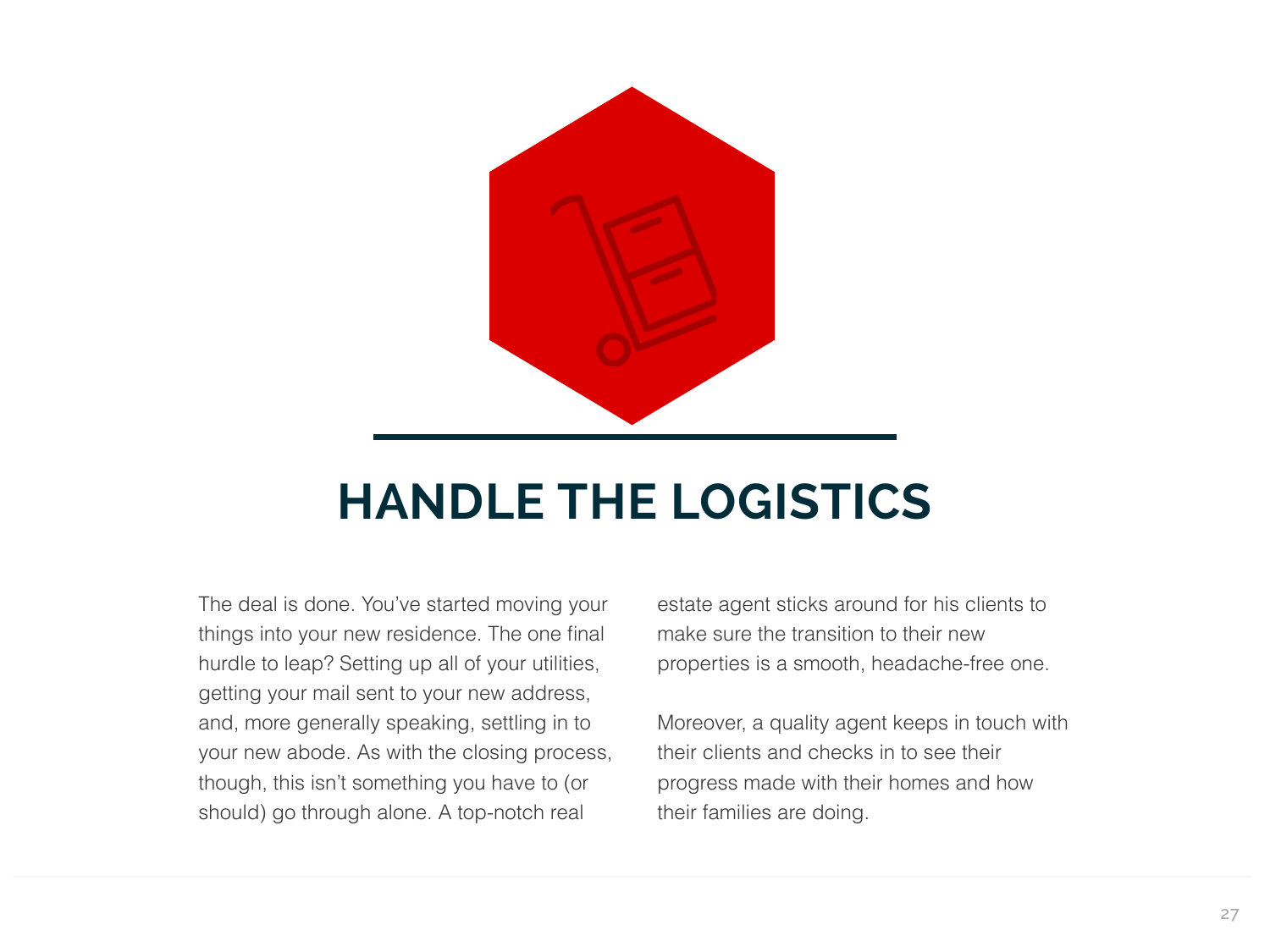# HANDLE THE LOGISTICS

The deal is done. You've started moving your things into your new residence. The one final hurdle to leap? Setting up all of your utilities, getting your mail sent to your new address, and, more generally speaking, settling in to your new abode. As with the closing process, though, this isn't something you have to (or should) go through alone. A top-notch real estate agent sticks around for his clients to make sure the transition to their new properties is a smooth, headache-free one.

Moreover, a quality agent keeps in touch with their clients and checks in to see their progress made with their homes and how their families are doing.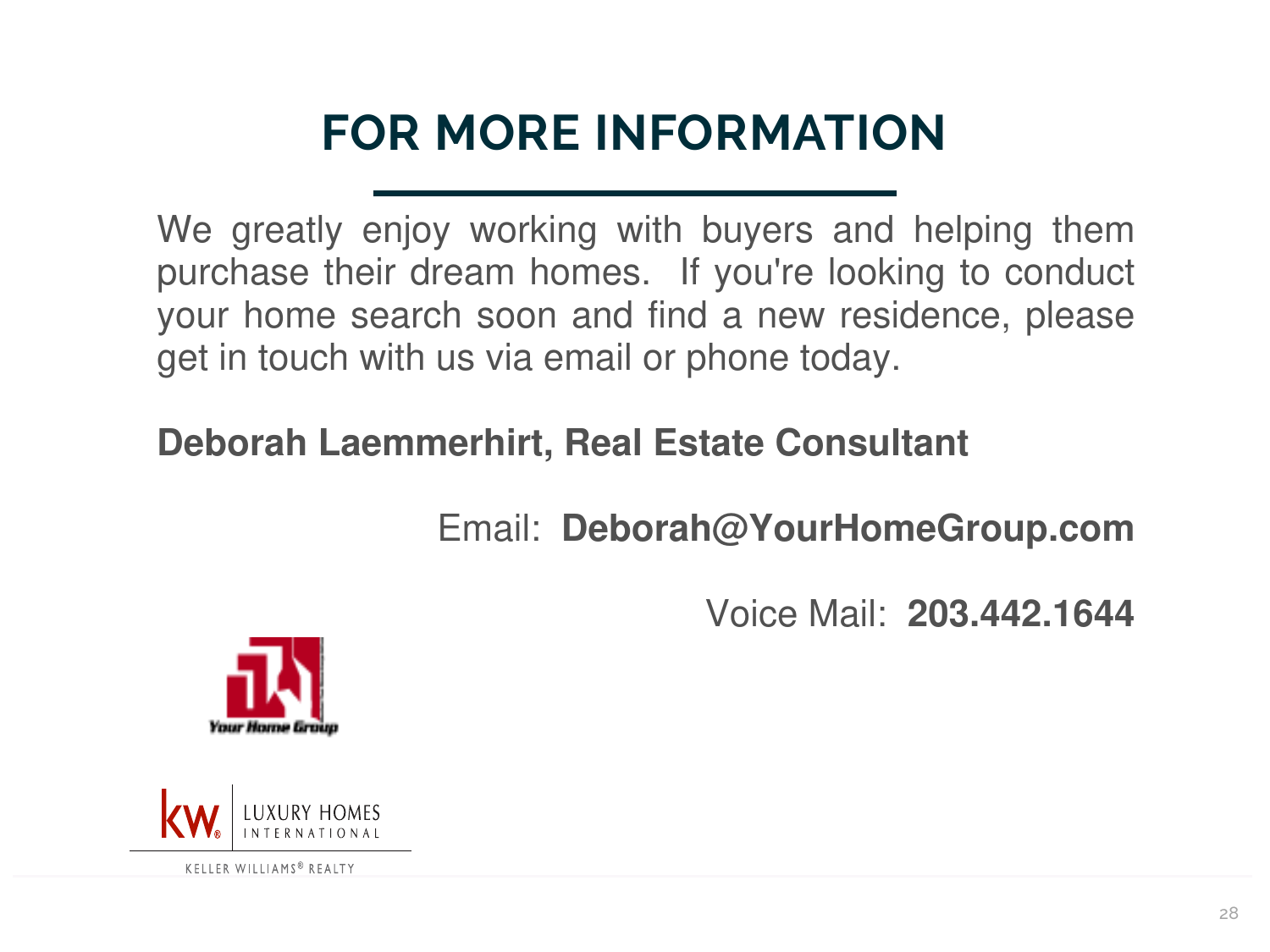# FOR MORE INFORMATION

We greatly enjoy working with buyers and helping them purchase their dream homes. If you're looking to conduct your home search soon and find a new residence, please get in touch with us via email or phone today.

**Deborah Laemmerhirt, Real Estate Consultant**

Email: **Deborah@YourHomeGroup.com**

Voice Mail: **203.442.1644**

Your Home Group

KW LUXURY HOMES INTERNATIONAL

KELLER WILLIAMS® REALTY